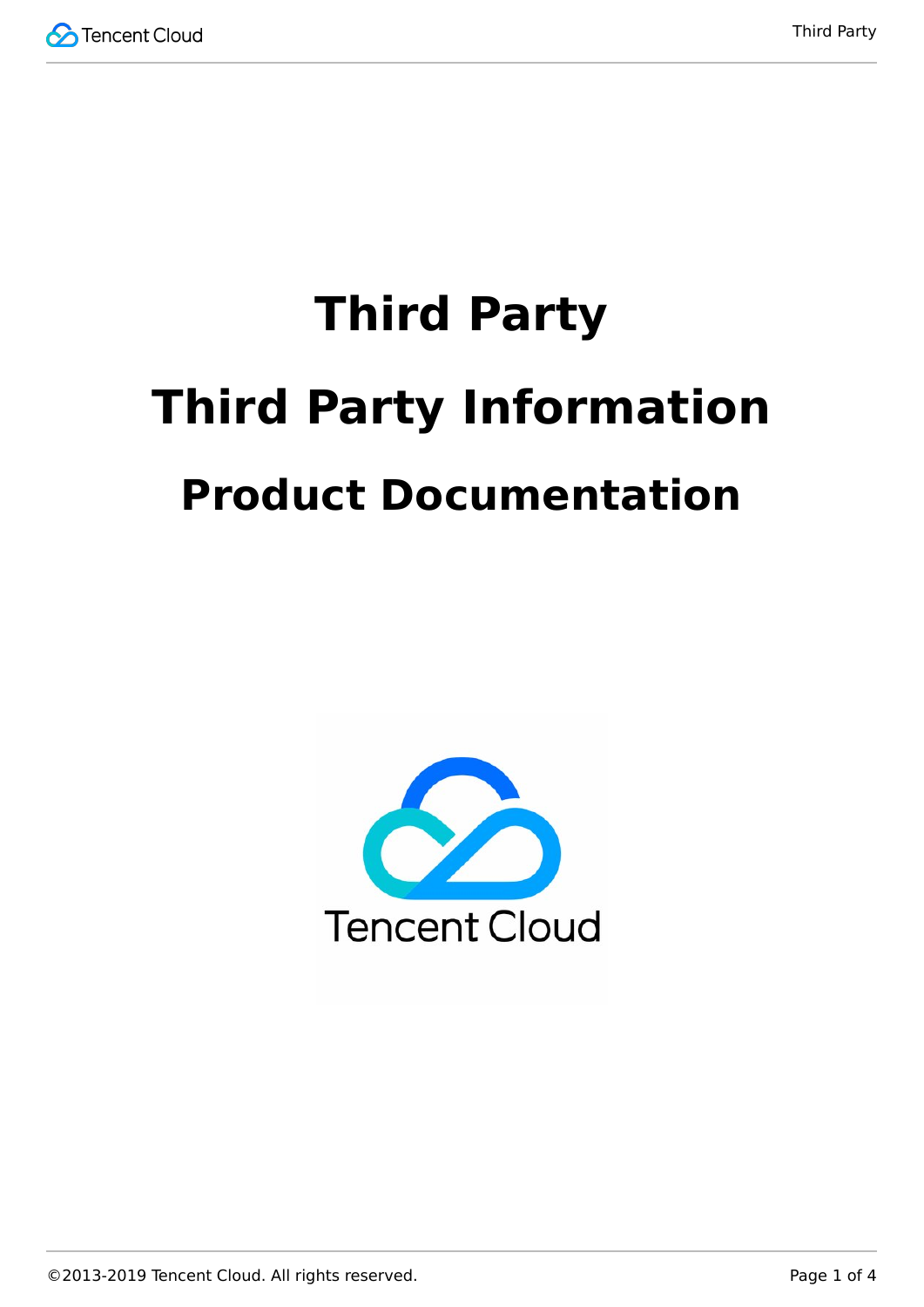# Third Party

# Third Party Information

## Product Documentation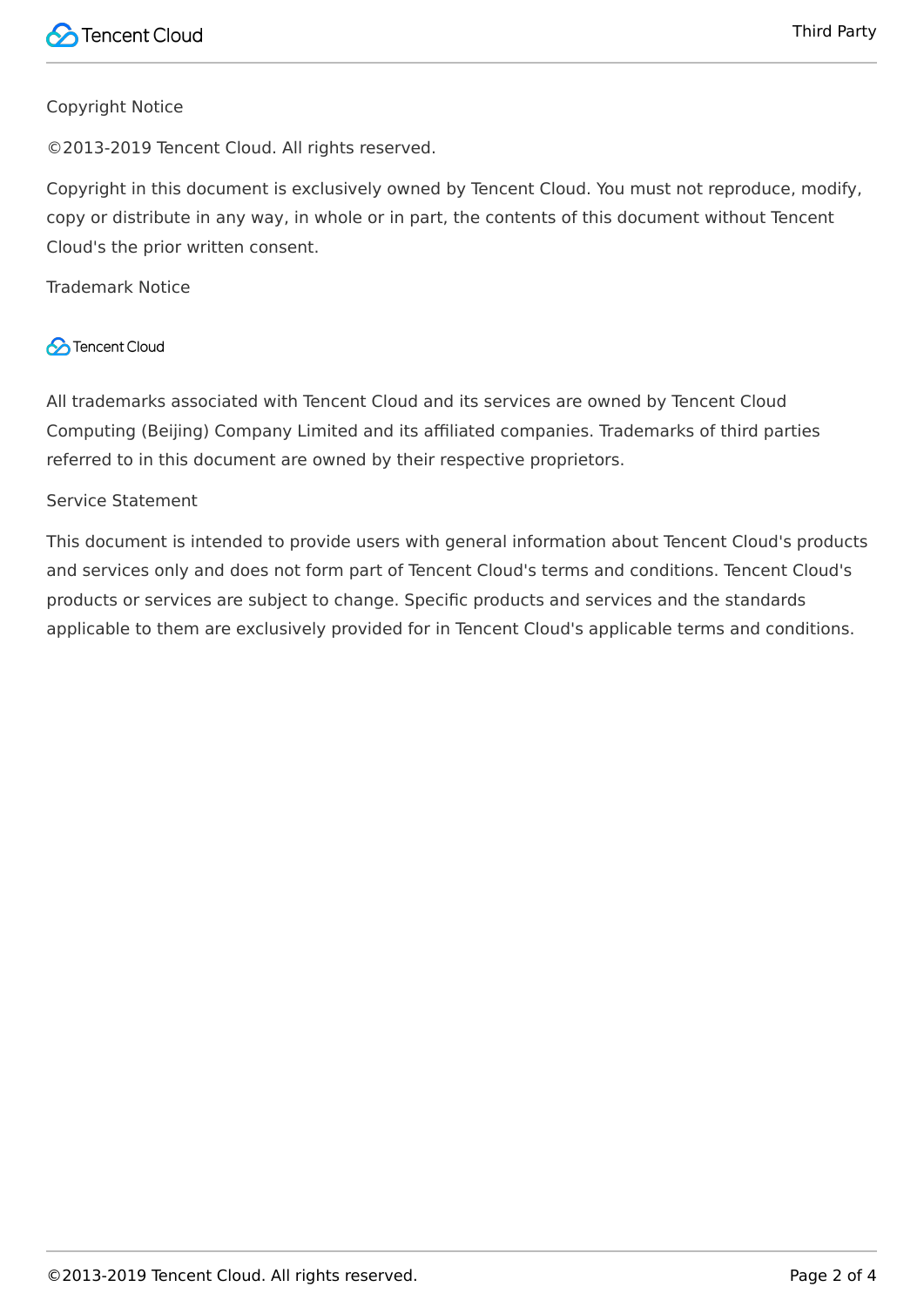Copyright Notice

©2013-2019 Tencent Cloud. All rights reserved.

Copyright in this document is exclusively owned by Tencent Cloud. You must not reproduce, modify, copy or distribute in any way, in whole or in part, the contents of this document without Tencent Cloud's the prior written consent.

Trademark Notice

All trademarks associated with Tencent Cloud and its services are owned by Tencent Cloud Computing (Beijing) Company Limited and its affiliated companies. Trademarks of third parties referred to in this document are owned by their respective proprietors.

Service Statement

This document is intended to provide users with general information about Tencent Cloud's products and services only and does not form part of Tencent Cloud's terms and conditions. Tencent Cloud's products or services are subject to change. Specific products and services and the standards applicable to them are exclusively provided for in Tencent Cloud's applicable terms and conditions.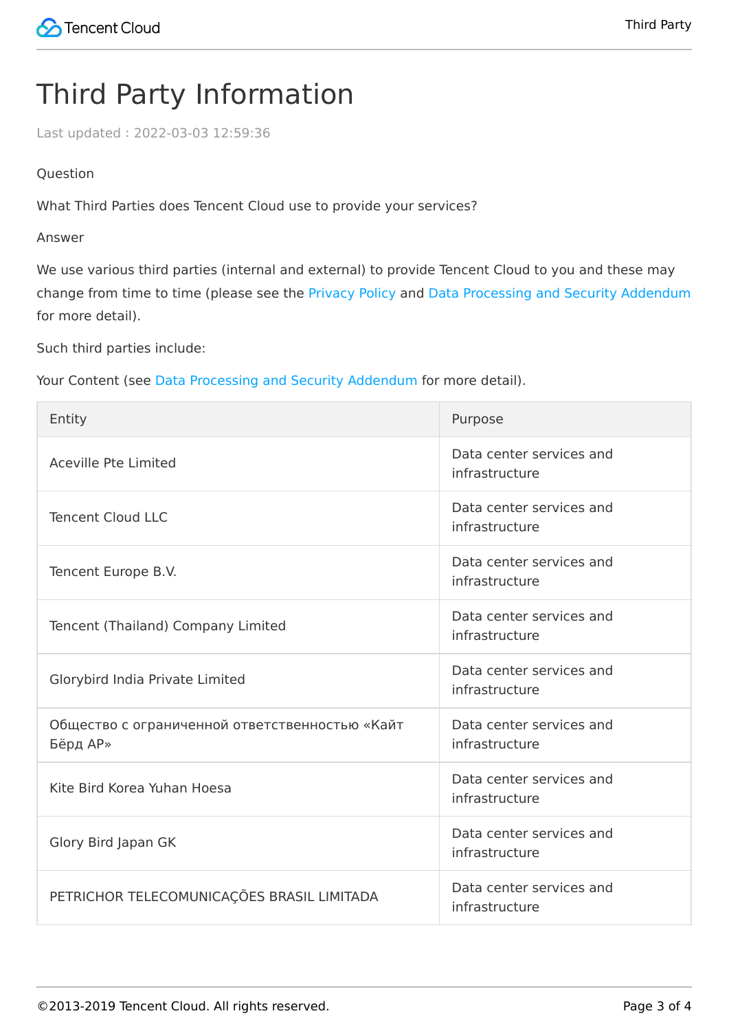# Third Party Information

Last updated : 2022-03-03 12:59:36

Question

What Third Parties does Tencent Cloud use to provide your services?

Answer

We use various third parties (internal and external) to provide Tencent Cloud to you and these may change from time to time (please see the Privacy Policy and Data Processing and Security Addendum for more detail).

Such third parties include:

Your Content (see Data Processing and Security Addendum for more detail).

| Entity | Purpose |
| --- | --- |
| Aceville Pte Limited | Data center services and infrastructure |
| Tencent Cloud LLC | Data center services and infrastructure |
| Tencent Europe B.V. | Data center services and infrastructure |
| Tencent (Thailand) Company Limited | Data center services and infrastructure |
| Glorybird India Private Limited | Data center services and infrastructure |
| Общество с ограниченной ответственностью «Кайт Бёрд АР» | Data center services and infrastructure |
| Kite Bird Korea Yuhan Hoesa | Data center services and infrastructure |
| Glory Bird Japan GK | Data center services and infrastructure |
| PETRICHOR TELECOMUNICAÇÕES BRASIL LIMITADA | Data center services and infrastructure |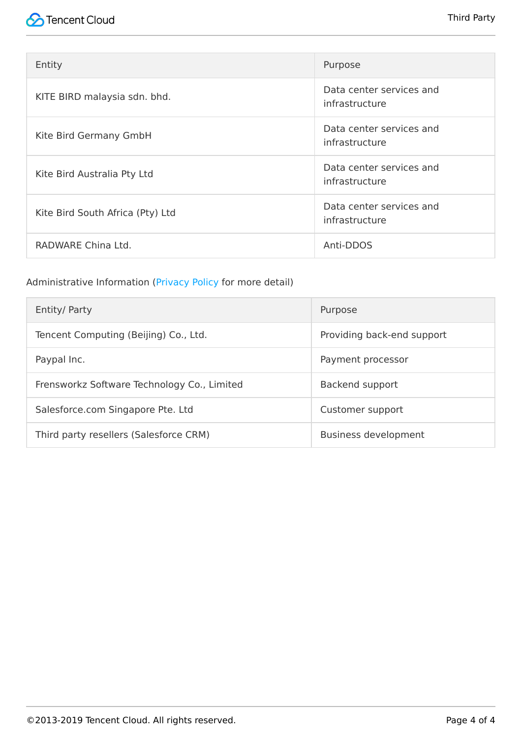| Entity | Purpose |
| --- | --- |
| KITE BIRD malaysia sdn. bhd. | Data center services and infrastructure |
| Kite Bird Germany GmbH | Data center services and infrastructure |
| Kite Bird Australia Pty Ltd | Data center services and infrastructure |
| Kite Bird South Africa (Pty) Ltd | Data center services and infrastructure |
| RADWARE China Ltd. | Anti-DDOS |

Administrative Information (Privacy Policy for more detail)

| Entity/ Party | Purpose |
| --- | --- |
| Tencent Computing (Beijing) Co., Ltd. | Providing back-end support |
| Paypal Inc. | Payment processor |
| Frensworkz Software Technology Co., Limited | Backend support |
| Salesforce.com Singapore Pte. Ltd | Customer support |
| Third party resellers (Salesforce CRM) | Business development |